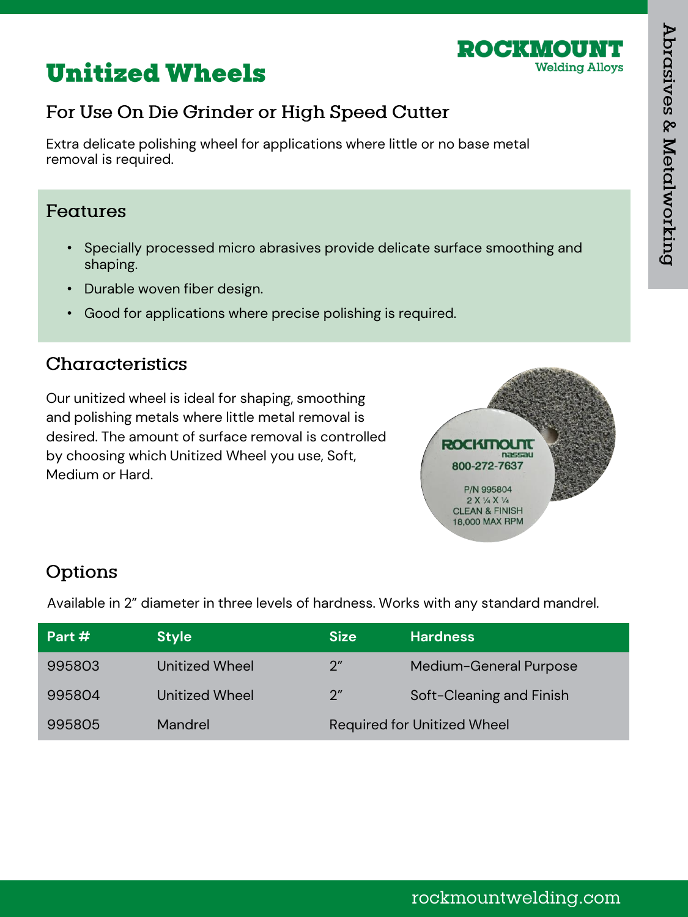# Unitized Wheels

## For Use On Die Grinder or High Speed Cutter

Extra delicate polishing wheel for applications where little or no base metal removal is required.

## Features

- Specially processed micro abrasives provide delicate surface smoothing and shaping.
- Durable woven fiber design.
- Good for applications where precise polishing is required.

## Characteristics

Our unitized wheel is ideal for shaping, smoothing and polishing metals where little metal removal is desired. The amount of surface removal is controlled by choosing which Unitized Wheel you use, Soft, Medium or Hard.

## Options

Available in 2" diameter in three levels of hardness. Works with any standard mandrel.

| Part # | Style | Size | Hardness |
|---|---|---|---|
| 995803 | Unitized Wheel | 2" | Medium-General Purpose |
| 995804 | Unitized Wheel | 2" | Soft-Cleaning and Finish |
| 995805 | Mandrel | Required for Unitized Wheel | |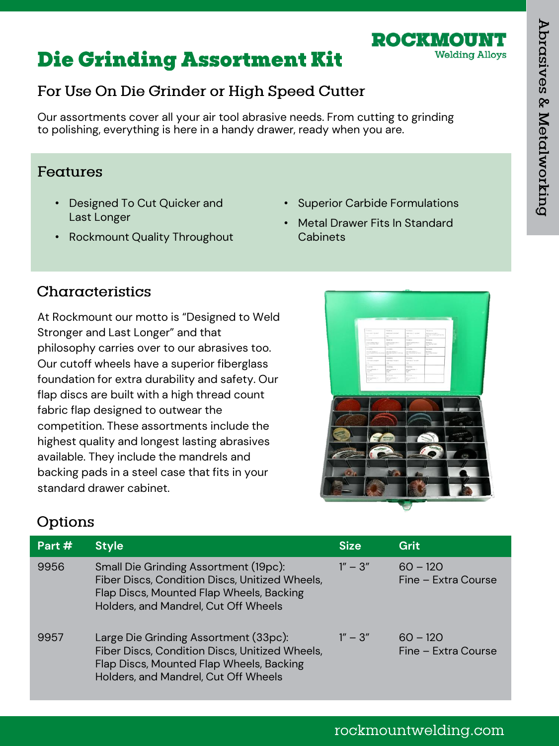# Die Grinding Assortment Kit

ROCKMOUNT
Welding Alloys

## For Use On Die Grinder or High Speed Cutter

Our assortments cover all your air tool abrasive needs. From cutting to grinding to polishing, everything is here in a handy drawer, ready when you are.

## Features

- Designed To Cut Quicker and Last Longer
- Rockmount Quality Throughout
- Superior Carbide Formulations
- Metal Drawer Fits In Standard Cabinets

## Characteristics

At Rockmount our motto is “Designed to Weld Stronger and Last Longer” and that philosophy carries over to our abrasives too. Our cutoff wheels have a superior fiberglass foundation for extra durability and safety. Our flap discs are built with a high thread count fabric flap designed to outwear the competition. These assortments include the highest quality and longest lasting abrasives available. They include the mandrels and backing pads in a steel case that fits in your standard drawer cabinet.

## Options

| Part # | Style | Size | Grit |
|---|---|---|---|
| 9956 | Small Die Grinding Assortment (19pc): Fiber Discs, Condition Discs, Unitized Wheels, Flap Discs, Mounted Flap Wheels, Backing Holders, and Mandrel, Cut Off Wheels | 1″ – 3″ | 60 – 120 Fine – Extra Course |
| 9957 | Large Die Grinding Assortment (33pc): Fiber Discs, Condition Discs, Unitized Wheels, Flap Discs, Mounted Flap Wheels, Backing Holders, and Mandrel, Cut Off Wheels | 1″ – 3″ | 60 – 120 Fine – Extra Course |